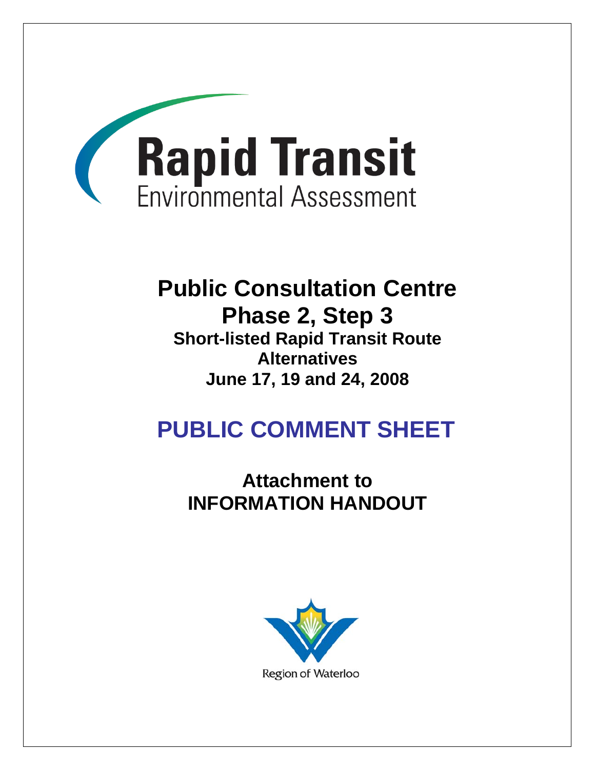# Rapid Transit
Environmental Assessment

## Public Consultation Centre
## Phase 2, Step 3
### Short-listed Rapid Transit Route Alternatives
### June 17, 19 and 24, 2008

# PUBLIC COMMENT SHEET

## Attachment to INFORMATION HANDOUT

Region of Waterloo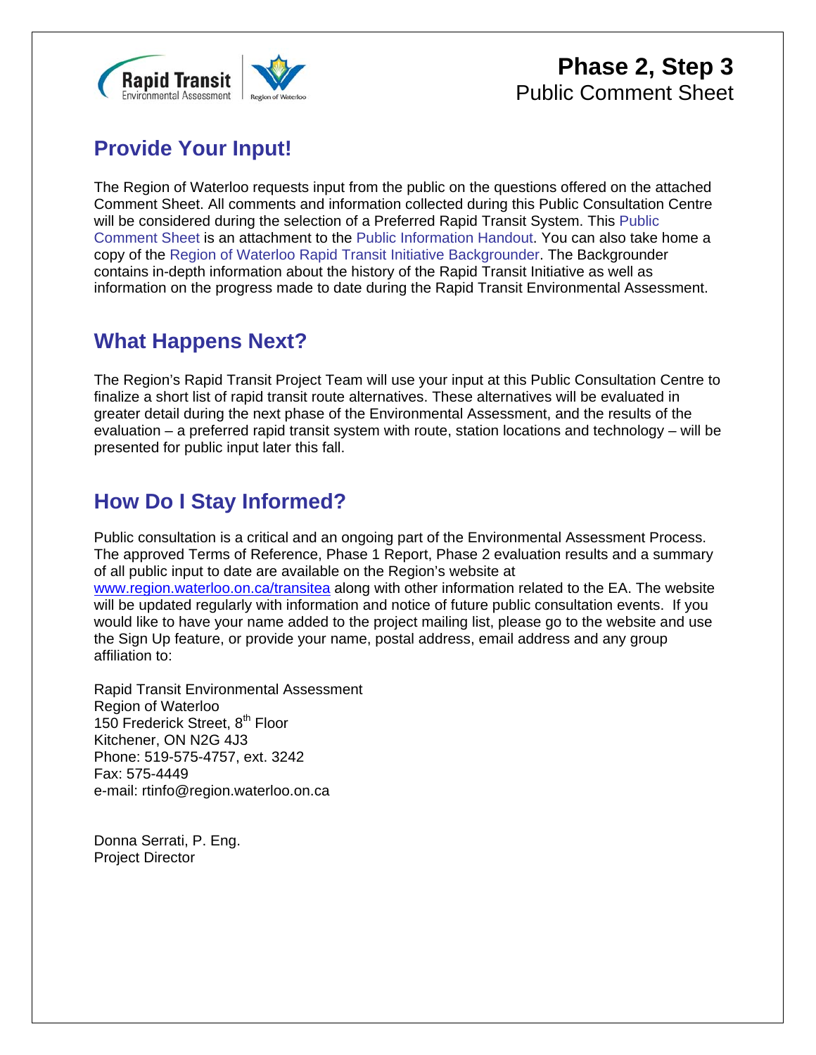# Phase 2, Step 3
Public Comment Sheet

## Provide Your Input!

The Region of Waterloo requests input from the public on the questions offered on the attached Comment Sheet. All comments and information collected during this Public Consultation Centre will be considered during the selection of a Preferred Rapid Transit System. This Public Comment Sheet is an attachment to the Public Information Handout. You can also take home a copy of the Region of Waterloo Rapid Transit Initiative Backgrounder. The Backgrounder contains in-depth information about the history of the Rapid Transit Initiative as well as information on the progress made to date during the Rapid Transit Environmental Assessment.

## What Happens Next?

The Region's Rapid Transit Project Team will use your input at this Public Consultation Centre to finalize a short list of rapid transit route alternatives. These alternatives will be evaluated in greater detail during the next phase of the Environmental Assessment, and the results of the evaluation – a preferred rapid transit system with route, station locations and technology – will be presented for public input later this fall.

## How Do I Stay Informed?

Public consultation is a critical and an ongoing part of the Environmental Assessment Process. The approved Terms of Reference, Phase 1 Report, Phase 2 evaluation results and a summary of all public input to date are available on the Region's website at www.region.waterloo.on.ca/transitea along with other information related to the EA. The website will be updated regularly with information and notice of future public consultation events. If you would like to have your name added to the project mailing list, please go to the website and use the Sign Up feature, or provide your name, postal address, email address and any group affiliation to:

Rapid Transit Environmental Assessment
Region of Waterloo
150 Frederick Street, 8th Floor
Kitchener, ON N2G 4J3
Phone: 519-575-4757, ext. 3242
Fax: 575-4449
e-mail: rtinfo@region.waterloo.on.ca

Donna Serrati, P. Eng.
Project Director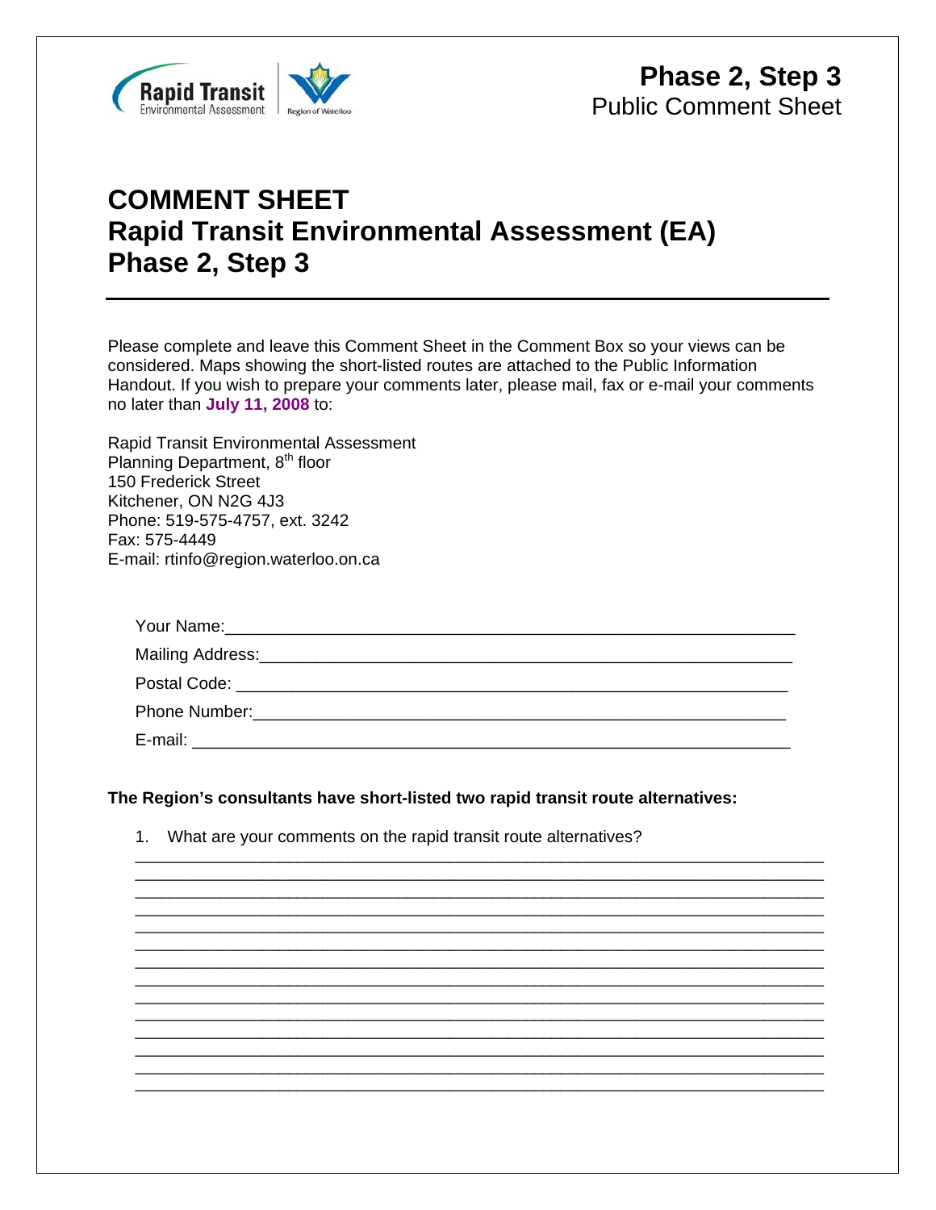Rapid Transit Environmental Assessment | Region of Waterloo

**Phase 2, Step 3**
Public Comment Sheet

# COMMENT SHEET
# Rapid Transit Environmental Assessment (EA)
# Phase 2, Step 3

---

Please complete and leave this Comment Sheet in the Comment Box so your views can be considered. Maps showing the short-listed routes are attached to the Public Information Handout. If you wish to prepare your comments later, please mail, fax or e-mail your comments no later than **July 11, 2008** to:

Rapid Transit Environmental Assessment
Planning Department, 8th floor
150 Frederick Street
Kitchener, ON N2G 4J3
Phone: 519-575-4757, ext. 3242
Fax: 575-4449
E-mail: rtinfo@region.waterloo.on.ca

Your Name:______________________________________________________________

Mailing Address:__________________________________________________________

Postal Code: _____________________________________________________________

Phone Number:___________________________________________________________

E-mail: _________________________________________________________________

**The Region's consultants have short-listed two rapid transit route alternatives:**

1. What are your comments on the rapid transit route alternatives?

_____________________________________________________________________________
_____________________________________________________________________________
_____________________________________________________________________________
_____________________________________________________________________________
_____________________________________________________________________________
_____________________________________________________________________________
_____________________________________________________________________________
_____________________________________________________________________________
_____________________________________________________________________________
_____________________________________________________________________________
_____________________________________________________________________________
_____________________________________________________________________________
_____________________________________________________________________________
_____________________________________________________________________________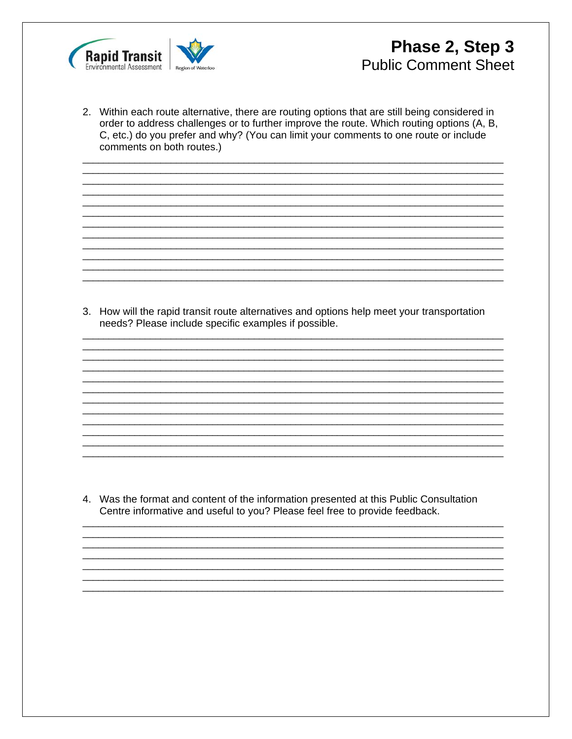Rapid Transit Environmental Assessment | Region of Waterloo

# Phase 2, Step 3
## Public Comment Sheet

2. Within each route alternative, there are routing options that are still being considered in order to address challenges or to further improve the route. Which routing options (A, B, C, etc.) do you prefer and why? (You can limit your comments to one route or include comments on both routes.)

____________________________________________________________________________
____________________________________________________________________________
____________________________________________________________________________
____________________________________________________________________________
____________________________________________________________________________
____________________________________________________________________________
____________________________________________________________________________
____________________________________________________________________________
____________________________________________________________________________
____________________________________________________________________________
____________________________________________________________________________
____________________________________________________________________________

3. How will the rapid transit route alternatives and options help meet your transportation needs? Please include specific examples if possible.

____________________________________________________________________________
____________________________________________________________________________
____________________________________________________________________________
____________________________________________________________________________
____________________________________________________________________________
____________________________________________________________________________
____________________________________________________________________________
____________________________________________________________________________
____________________________________________________________________________
____________________________________________________________________________
____________________________________________________________________________
____________________________________________________________________________

4. Was the format and content of the information presented at this Public Consultation Centre informative and useful to you? Please feel free to provide feedback.

____________________________________________________________________________
____________________________________________________________________________
____________________________________________________________________________
____________________________________________________________________________
____________________________________________________________________________
____________________________________________________________________________
____________________________________________________________________________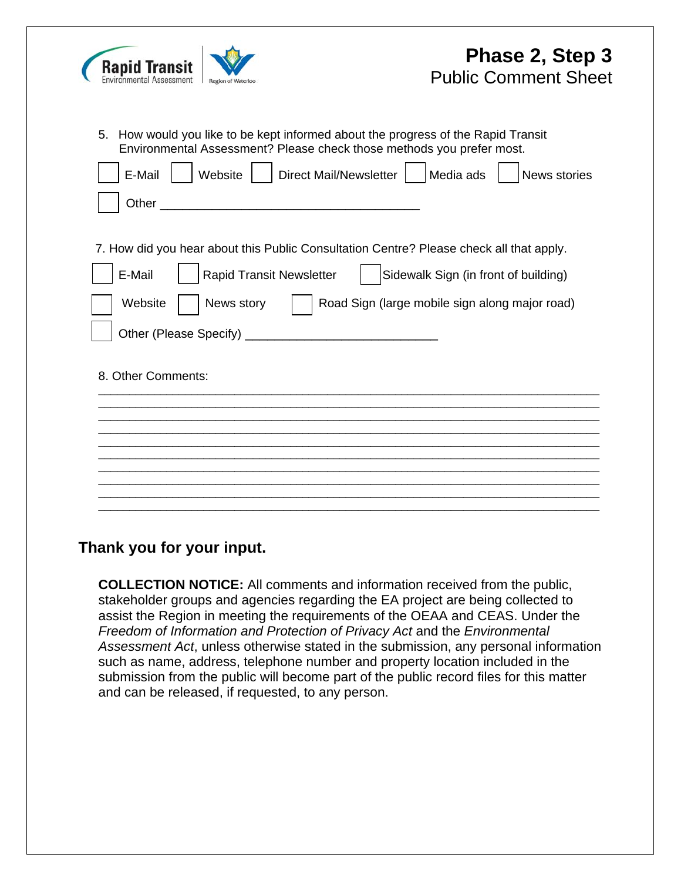**Rapid Transit** Environmental Assessment | Region of Waterloo

# Phase 2, Step 3
## Public Comment Sheet

5. How would you like to be kept informed about the progress of the Rapid Transit Environmental Assessment? Please check those methods you prefer most.

☐ E-Mail ☐ Website ☐ Direct Mail/Newsletter ☐ Media ads ☐ News stories

☐ Other ______________________________________

7. How did you hear about this Public Consultation Centre? Please check all that apply.

☐ E-Mail ☐ Rapid Transit Newsletter ☐ Sidewalk Sign (in front of building)

☐ Website ☐ News story ☐ Road Sign (large mobile sign along major road)

☐ Other (Please Specify) ____________________________

8. Other Comments:

__________________________________________________________________________
__________________________________________________________________________
__________________________________________________________________________
__________________________________________________________________________
__________________________________________________________________________
__________________________________________________________________________
__________________________________________________________________________
__________________________________________________________________________
__________________________________________________________________________
__________________________________________________________________________

**Thank you for your input.**

**COLLECTION NOTICE:** All comments and information received from the public, stakeholder groups and agencies regarding the EA project are being collected to assist the Region in meeting the requirements of the OEAA and CEAS. Under the *Freedom of Information and Protection of Privacy Act* and the *Environmental Assessment Act*, unless otherwise stated in the submission, any personal information such as name, address, telephone number and property location included in the submission from the public will become part of the public record files for this matter and can be released, if requested, to any person.